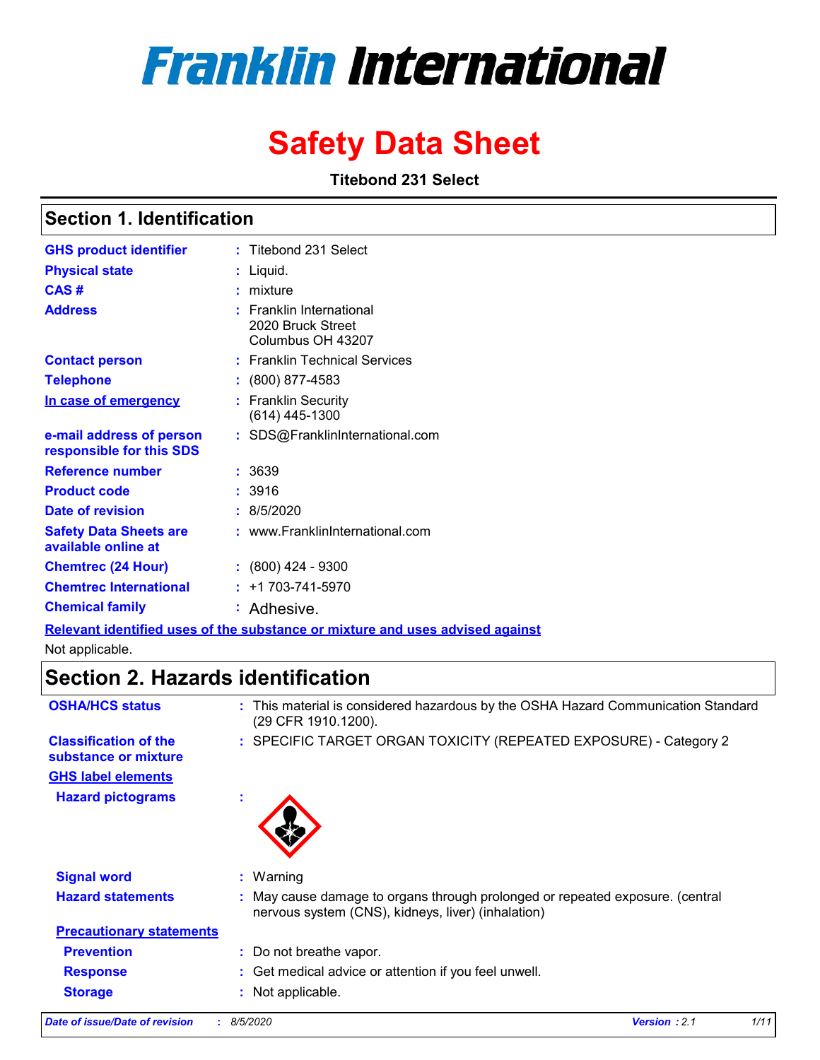# Franklin International

# Safety Data Sheet

**Titebond 231 Select**

## Section 1. Identification

| | | |
|---|---|---|
| **GHS product identifier** | : | Titebond 231 Select |
| **Physical state** | : | Liquid. |
| **CAS #** | : | mixture |
| **Address** | : | Franklin International<br>2020 Bruck Street<br>Columbus OH 43207 |
| **Contact person** | : | Franklin Technical Services |
| **Telephone** | : | (800) 877-4583 |
| **In case of emergency** | : | Franklin Security<br>(614) 445-1300 |
| **e-mail address of person responsible for this SDS** | : | SDS@FranklinInternational.com |
| **Reference number** | : | 3639 |
| **Product code** | : | 3916 |
| **Date of revision** | : | 8/5/2020 |
| **Safety Data Sheets are available online at** | : | www.FranklinInternational.com |
| **Chemtrec (24 Hour)** | : | (800) 424 - 9300 |
| **Chemtrec International** | : | +1 703-741-5970 |
| **Chemical family** | : | Adhesive. |

**Relevant identified uses of the substance or mixture and uses advised against**

Not applicable.

## Section 2. Hazards identification

| | | |
|---|---|---|
| **OSHA/HCS status** | : | This material is considered hazardous by the OSHA Hazard Communication Standard (29 CFR 1910.1200). |
| **Classification of the substance or mixture** | : | SPECIFIC TARGET ORGAN TOXICITY (REPEATED EXPOSURE) - Category 2 |

**GHS label elements**

| | | |
|---|---|---|
| **Hazard pictograms** | : | |
| **Signal word** | : | Warning |
| **Hazard statements** | : | May cause damage to organs through prolonged or repeated exposure. (central nervous system (CNS), kidneys, liver) (inhalation) |

**Precautionary statements**

| | | |
|---|---|---|
| **Prevention** | : | Do not breathe vapor. |
| **Response** | : | Get medical advice or attention if you feel unwell. |
| **Storage** | : | Not applicable. |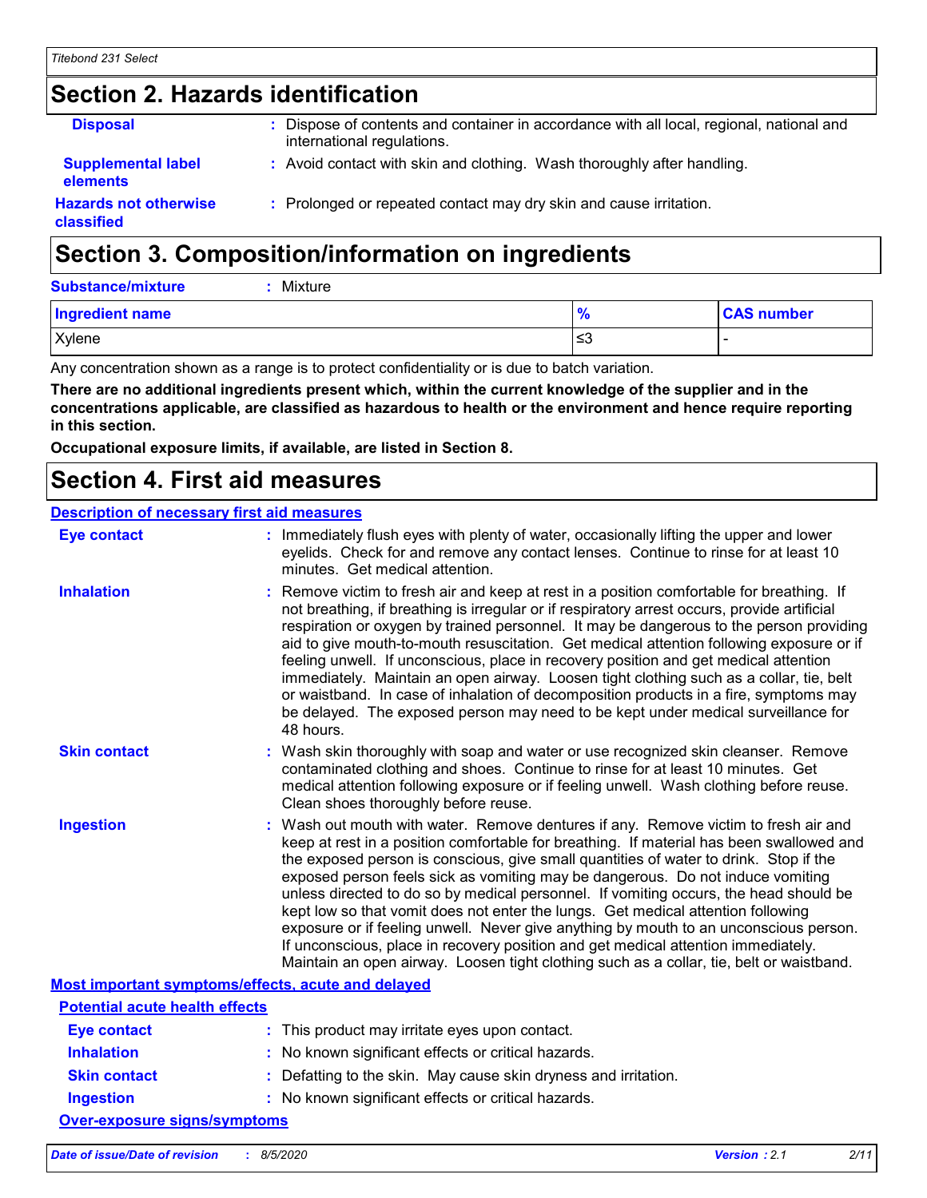## Section 2. Hazards identification

**Disposal** : Dispose of contents and container in accordance with all local, regional, national and international regulations.

**Supplemental label elements** : Avoid contact with skin and clothing. Wash thoroughly after handling.

**Hazards not otherwise classified** : Prolonged or repeated contact may dry skin and cause irritation.

## Section 3. Composition/information on ingredients

**Substance/mixture** : Mixture

| Ingredient name | % | CAS number |
|---|---|---|
| Xylene | ≤3 | - |

Any concentration shown as a range is to protect confidentiality or is due to batch variation.

**There are no additional ingredients present which, within the current knowledge of the supplier and in the concentrations applicable, are classified as hazardous to health or the environment and hence require reporting in this section.**

**Occupational exposure limits, if available, are listed in Section 8.**

## Section 4. First aid measures

### Description of necessary first aid measures

**Eye contact** : Immediately flush eyes with plenty of water, occasionally lifting the upper and lower eyelids. Check for and remove any contact lenses. Continue to rinse for at least 10 minutes. Get medical attention.

**Inhalation** : Remove victim to fresh air and keep at rest in a position comfortable for breathing. If not breathing, if breathing is irregular or if respiratory arrest occurs, provide artificial respiration or oxygen by trained personnel. It may be dangerous to the person providing aid to give mouth-to-mouth resuscitation. Get medical attention following exposure or if feeling unwell. If unconscious, place in recovery position and get medical attention immediately. Maintain an open airway. Loosen tight clothing such as a collar, tie, belt or waistband. In case of inhalation of decomposition products in a fire, symptoms may be delayed. The exposed person may need to be kept under medical surveillance for 48 hours.

**Skin contact** : Wash skin thoroughly with soap and water or use recognized skin cleanser. Remove contaminated clothing and shoes. Continue to rinse for at least 10 minutes. Get medical attention following exposure or if feeling unwell. Wash clothing before reuse. Clean shoes thoroughly before reuse.

**Ingestion** : Wash out mouth with water. Remove dentures if any. Remove victim to fresh air and keep at rest in a position comfortable for breathing. If material has been swallowed and the exposed person is conscious, give small quantities of water to drink. Stop if the exposed person feels sick as vomiting may be dangerous. Do not induce vomiting unless directed to do so by medical personnel. If vomiting occurs, the head should be kept low so that vomit does not enter the lungs. Get medical attention following exposure or if feeling unwell. Never give anything by mouth to an unconscious person. If unconscious, place in recovery position and get medical attention immediately. Maintain an open airway. Loosen tight clothing such as a collar, tie, belt or waistband.

### Most important symptoms/effects, acute and delayed

#### Potential acute health effects

**Eye contact** : This product may irritate eyes upon contact.

**Inhalation** : No known significant effects or critical hazards.

**Skin contact** : Defatting to the skin. May cause skin dryness and irritation.

**Ingestion** : No known significant effects or critical hazards.

#### Over-exposure signs/symptoms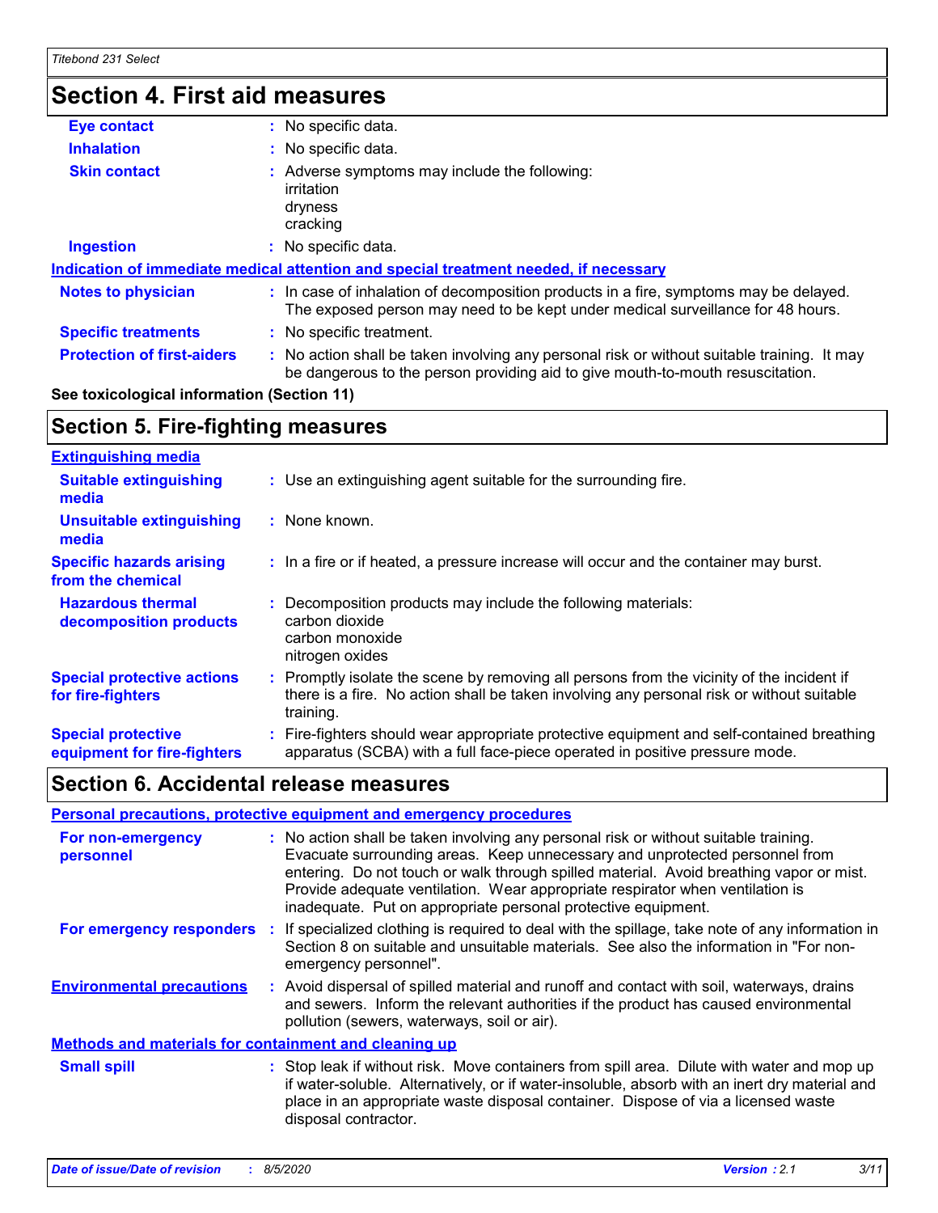# Section 4. First aid measures

**Eye contact** : No specific data.

**Inhalation** : No specific data.

**Skin contact** : Adverse symptoms may include the following:
irritation
dryness
cracking

**Ingestion** : No specific data.

**Indication of immediate medical attention and special treatment needed, if necessary**

**Notes to physician** : In case of inhalation of decomposition products in a fire, symptoms may be delayed. The exposed person may need to be kept under medical surveillance for 48 hours.

**Specific treatments** : No specific treatment.

**Protection of first-aiders** : No action shall be taken involving any personal risk or without suitable training. It may be dangerous to the person providing aid to give mouth-to-mouth resuscitation.

**See toxicological information (Section 11)**

# Section 5. Fire-fighting measures

**Extinguishing media**

**Suitable extinguishing media** : Use an extinguishing agent suitable for the surrounding fire.

**Unsuitable extinguishing media** : None known.

**Specific hazards arising from the chemical** : In a fire or if heated, a pressure increase will occur and the container may burst.

**Hazardous thermal decomposition products** : Decomposition products may include the following materials:
carbon dioxide
carbon monoxide
nitrogen oxides

**Special protective actions for fire-fighters** : Promptly isolate the scene by removing all persons from the vicinity of the incident if there is a fire. No action shall be taken involving any personal risk or without suitable training.

**Special protective equipment for fire-fighters** : Fire-fighters should wear appropriate protective equipment and self-contained breathing apparatus (SCBA) with a full face-piece operated in positive pressure mode.

# Section 6. Accidental release measures

**Personal precautions, protective equipment and emergency procedures**

**For non-emergency personnel** : No action shall be taken involving any personal risk or without suitable training. Evacuate surrounding areas. Keep unnecessary and unprotected personnel from entering. Do not touch or walk through spilled material. Avoid breathing vapor or mist. Provide adequate ventilation. Wear appropriate respirator when ventilation is inadequate. Put on appropriate personal protective equipment.

**For emergency responders** : If specialized clothing is required to deal with the spillage, take note of any information in Section 8 on suitable and unsuitable materials. See also the information in "For non-emergency personnel".

**Environmental precautions** : Avoid dispersal of spilled material and runoff and contact with soil, waterways, drains and sewers. Inform the relevant authorities if the product has caused environmental pollution (sewers, waterways, soil or air).

**Methods and materials for containment and cleaning up**

**Small spill** : Stop leak if without risk. Move containers from spill area. Dilute with water and mop up if water-soluble. Alternatively, or if water-insoluble, absorb with an inert dry material and place in an appropriate waste disposal container. Dispose of via a licensed waste disposal contractor.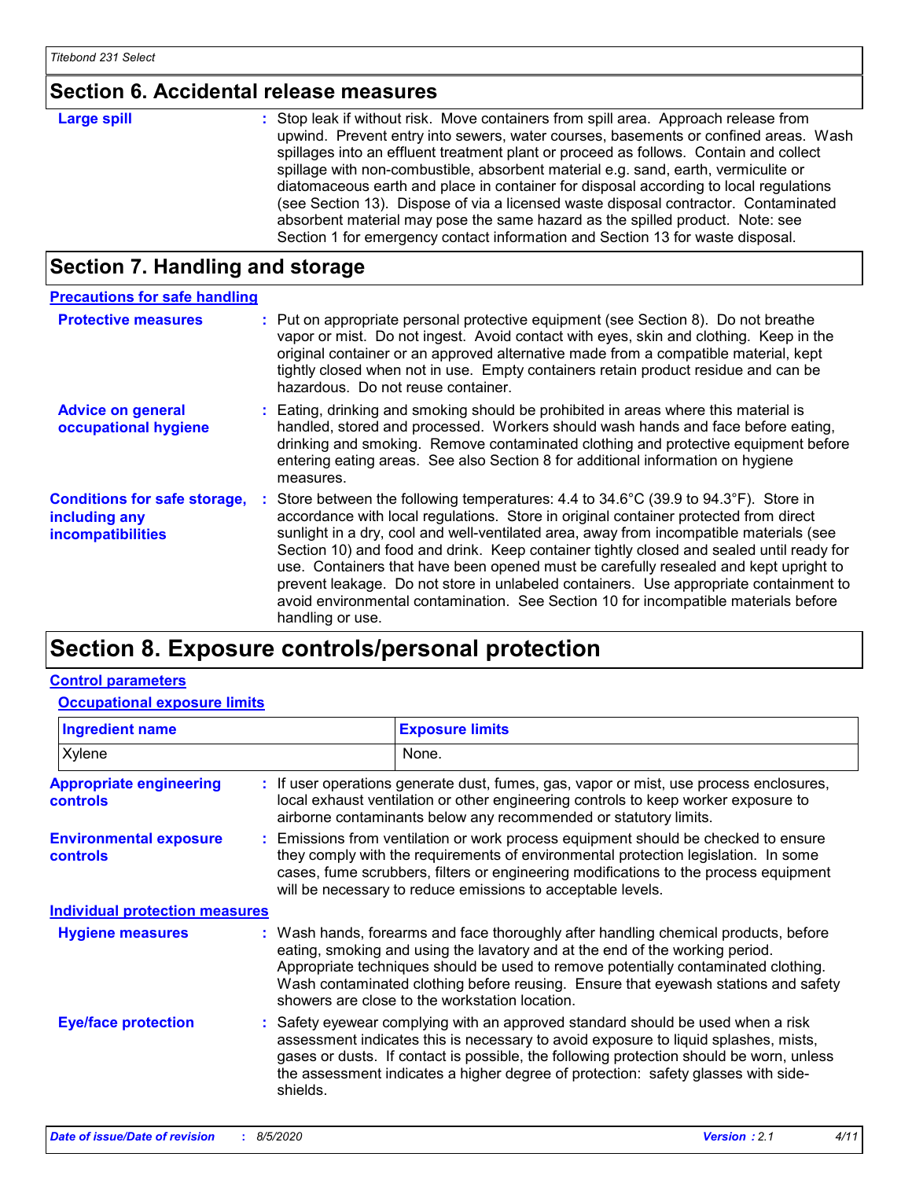## Section 6. Accidental release measures

**Large spill** : Stop leak if without risk. Move containers from spill area. Approach release from upwind. Prevent entry into sewers, water courses, basements or confined areas. Wash spillages into an effluent treatment plant or proceed as follows. Contain and collect spillage with non-combustible, absorbent material e.g. sand, earth, vermiculite or diatomaceous earth and place in container for disposal according to local regulations (see Section 13). Dispose of via a licensed waste disposal contractor. Contaminated absorbent material may pose the same hazard as the spilled product. Note: see Section 1 for emergency contact information and Section 13 for waste disposal.

## Section 7. Handling and storage

### Precautions for safe handling

**Protective measures** : Put on appropriate personal protective equipment (see Section 8). Do not breathe vapor or mist. Do not ingest. Avoid contact with eyes, skin and clothing. Keep in the original container or an approved alternative made from a compatible material, kept tightly closed when not in use. Empty containers retain product residue and can be hazardous. Do not reuse container.

**Advice on general occupational hygiene** : Eating, drinking and smoking should be prohibited in areas where this material is handled, stored and processed. Workers should wash hands and face before eating, drinking and smoking. Remove contaminated clothing and protective equipment before entering eating areas. See also Section 8 for additional information on hygiene measures.

**Conditions for safe storage, including any incompatibilities** : Store between the following temperatures: 4.4 to 34.6°C (39.9 to 94.3°F). Store in accordance with local regulations. Store in original container protected from direct sunlight in a dry, cool and well-ventilated area, away from incompatible materials (see Section 10) and food and drink. Keep container tightly closed and sealed until ready for use. Containers that have been opened must be carefully resealed and kept upright to prevent leakage. Do not store in unlabeled containers. Use appropriate containment to avoid environmental contamination. See Section 10 for incompatible materials before handling or use.

## Section 8. Exposure controls/personal protection

### Control parameters

#### Occupational exposure limits

| Ingredient name | Exposure limits |
|---|---|
| Xylene | None. |

**Appropriate engineering controls** : If user operations generate dust, fumes, gas, vapor or mist, use process enclosures, local exhaust ventilation or other engineering controls to keep worker exposure to airborne contaminants below any recommended or statutory limits.

**Environmental exposure controls** : Emissions from ventilation or work process equipment should be checked to ensure they comply with the requirements of environmental protection legislation. In some cases, fume scrubbers, filters or engineering modifications to the process equipment will be necessary to reduce emissions to acceptable levels.

### Individual protection measures

**Hygiene measures** : Wash hands, forearms and face thoroughly after handling chemical products, before eating, smoking and using the lavatory and at the end of the working period. Appropriate techniques should be used to remove potentially contaminated clothing. Wash contaminated clothing before reusing. Ensure that eyewash stations and safety showers are close to the workstation location.

**Eye/face protection** : Safety eyewear complying with an approved standard should be used when a risk assessment indicates this is necessary to avoid exposure to liquid splashes, mists, gases or dusts. If contact is possible, the following protection should be worn, unless the assessment indicates a higher degree of protection: safety glasses with side-shields.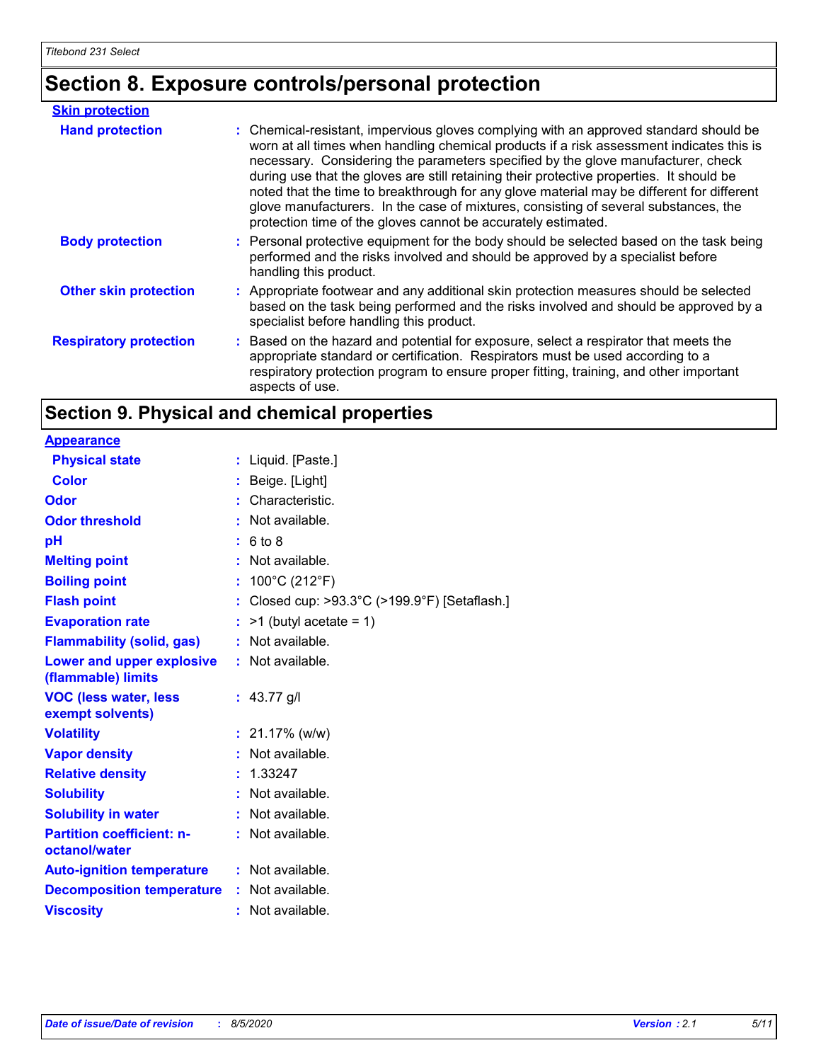# Section 8. Exposure controls/personal protection

**Skin protection**

**Hand protection** : Chemical-resistant, impervious gloves complying with an approved standard should be worn at all times when handling chemical products if a risk assessment indicates this is necessary. Considering the parameters specified by the glove manufacturer, check during use that the gloves are still retaining their protective properties. It should be noted that the time to breakthrough for any glove material may be different for different glove manufacturers. In the case of mixtures, consisting of several substances, the protection time of the gloves cannot be accurately estimated.

**Body protection** : Personal protective equipment for the body should be selected based on the task being performed and the risks involved and should be approved by a specialist before handling this product.

**Other skin protection** : Appropriate footwear and any additional skin protection measures should be selected based on the task being performed and the risks involved and should be approved by a specialist before handling this product.

**Respiratory protection** : Based on the hazard and potential for exposure, select a respirator that meets the appropriate standard or certification. Respirators must be used according to a respiratory protection program to ensure proper fitting, training, and other important aspects of use.

# Section 9. Physical and chemical properties

**Appearance**

| Property | Value |
|---|---|
| **Physical state** | Liquid. [Paste.] |
| **Color** | Beige. [Light] |
| **Odor** | Characteristic. |
| **Odor threshold** | Not available. |
| **pH** | 6 to 8 |
| **Melting point** | Not available. |
| **Boiling point** | 100°C (212°F) |
| **Flash point** | Closed cup: >93.3°C (>199.9°F) [Setaflash.] |
| **Evaporation rate** | >1 (butyl acetate = 1) |
| **Flammability (solid, gas)** | Not available. |
| **Lower and upper explosive (flammable) limits** | Not available. |
| **VOC (less water, less exempt solvents)** | 43.77 g/l |
| **Volatility** | 21.17% (w/w) |
| **Vapor density** | Not available. |
| **Relative density** | 1.33247 |
| **Solubility** | Not available. |
| **Solubility in water** | Not available. |
| **Partition coefficient: n-octanol/water** | Not available. |
| **Auto-ignition temperature** | Not available. |
| **Decomposition temperature** | Not available. |
| **Viscosity** | Not available. |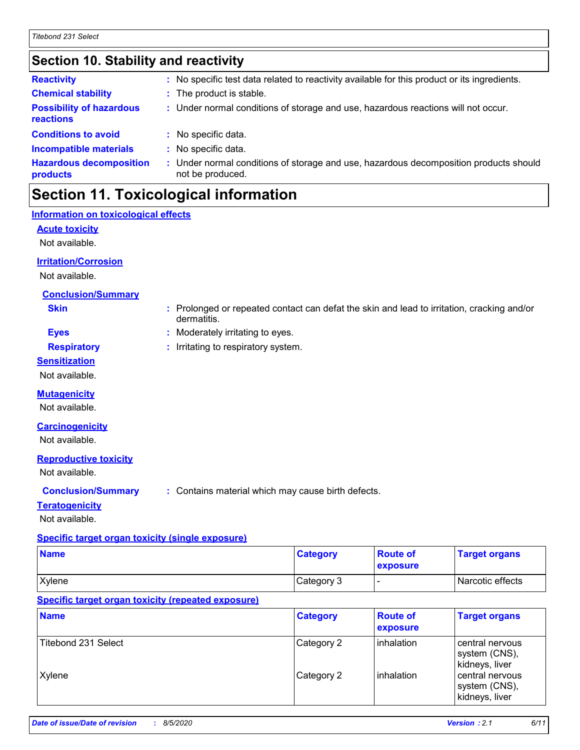## Section 10. Stability and reactivity

**Reactivity** : No specific test data related to reactivity available for this product or its ingredients.

**Chemical stability** : The product is stable.

**Possibility of hazardous reactions** : Under normal conditions of storage and use, hazardous reactions will not occur.

**Conditions to avoid** : No specific data.

**Incompatible materials** : No specific data.

**Hazardous decomposition products** : Under normal conditions of storage and use, hazardous decomposition products should not be produced.

## Section 11. Toxicological information

### Information on toxicological effects

#### Acute toxicity

Not available.

#### Irritation/Corrosion

Not available.

**Conclusion/Summary**

**Skin** : Prolonged or repeated contact can defat the skin and lead to irritation, cracking and/or dermatitis.

**Eyes** : Moderately irritating to eyes.

**Respiratory** : Irritating to respiratory system.

#### Sensitization

Not available.

#### Mutagenicity

Not available.

#### Carcinogenicity

Not available.

#### Reproductive toxicity

Not available.

**Conclusion/Summary** : Contains material which may cause birth defects.

#### Teratogenicity

Not available.

#### Specific target organ toxicity (single exposure)

| Name | Category | Route of exposure | Target organs |
|---|---|---|---|
| Xylene | Category 3 | - | Narcotic effects |

#### Specific target organ toxicity (repeated exposure)

| Name | Category | Route of exposure | Target organs |
|---|---|---|---|
| Titebond 231 Select | Category 2 | inhalation | central nervous system (CNS), kidneys, liver |
| Xylene | Category 2 | inhalation | central nervous system (CNS), kidneys, liver |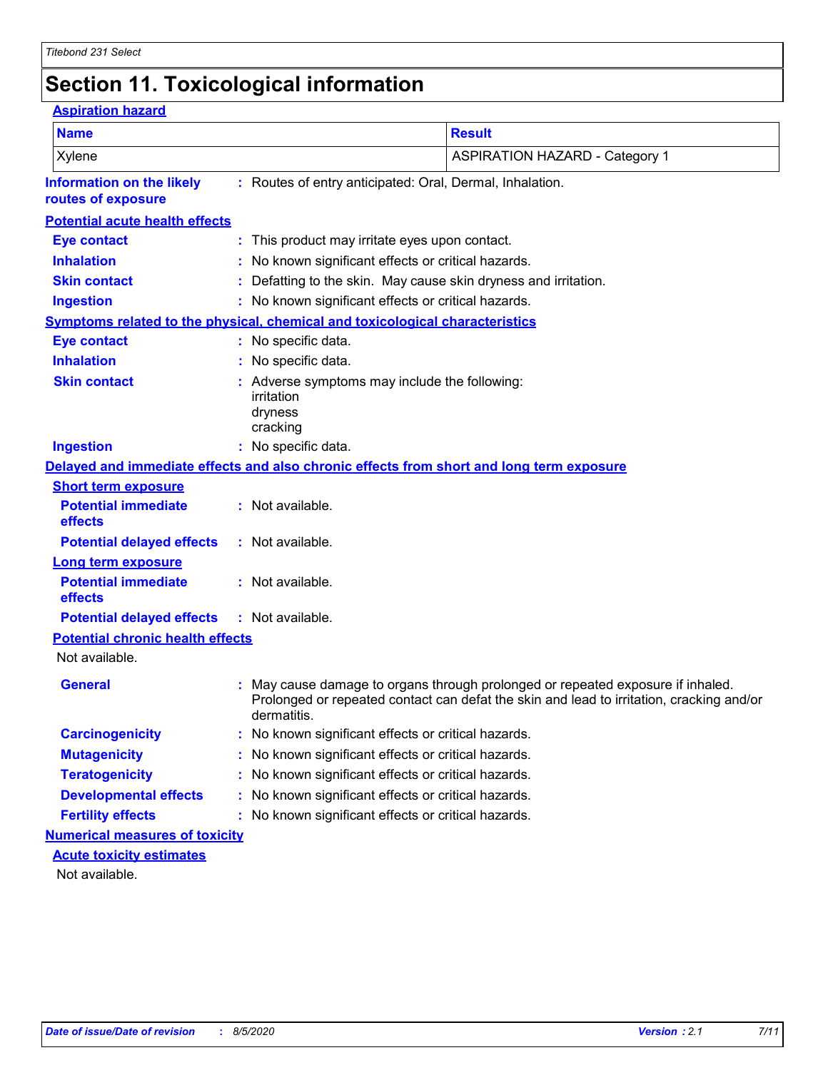# Section 11. Toxicological information

### Aspiration hazard

| Name | Result |
| --- | --- |
| Xylene | ASPIRATION HAZARD - Category 1 |

**Information on the likely routes of exposure** : Routes of entry anticipated: Oral, Dermal, Inhalation.

### Potential acute health effects

**Eye contact** : This product may irritate eyes upon contact.

**Inhalation** : No known significant effects or critical hazards.

**Skin contact** : Defatting to the skin. May cause skin dryness and irritation.

**Ingestion** : No known significant effects or critical hazards.

### Symptoms related to the physical, chemical and toxicological characteristics

**Eye contact** : No specific data.

**Inhalation** : No specific data.

**Skin contact** : Adverse symptoms may include the following:
irritation
dryness
cracking

**Ingestion** : No specific data.

### Delayed and immediate effects and also chronic effects from short and long term exposure

#### Short term exposure

**Potential immediate effects** : Not available.

**Potential delayed effects** : Not available.

#### Long term exposure

**Potential immediate effects** : Not available.

**Potential delayed effects** : Not available.

#### Potential chronic health effects

Not available.

**General** : May cause damage to organs through prolonged or repeated exposure if inhaled. Prolonged or repeated contact can defat the skin and lead to irritation, cracking and/or dermatitis.

**Carcinogenicity** : No known significant effects or critical hazards.

**Mutagenicity** : No known significant effects or critical hazards.

**Teratogenicity** : No known significant effects or critical hazards.

**Developmental effects** : No known significant effects or critical hazards.

**Fertility effects** : No known significant effects or critical hazards.

### Numerical measures of toxicity

#### Acute toxicity estimates

Not available.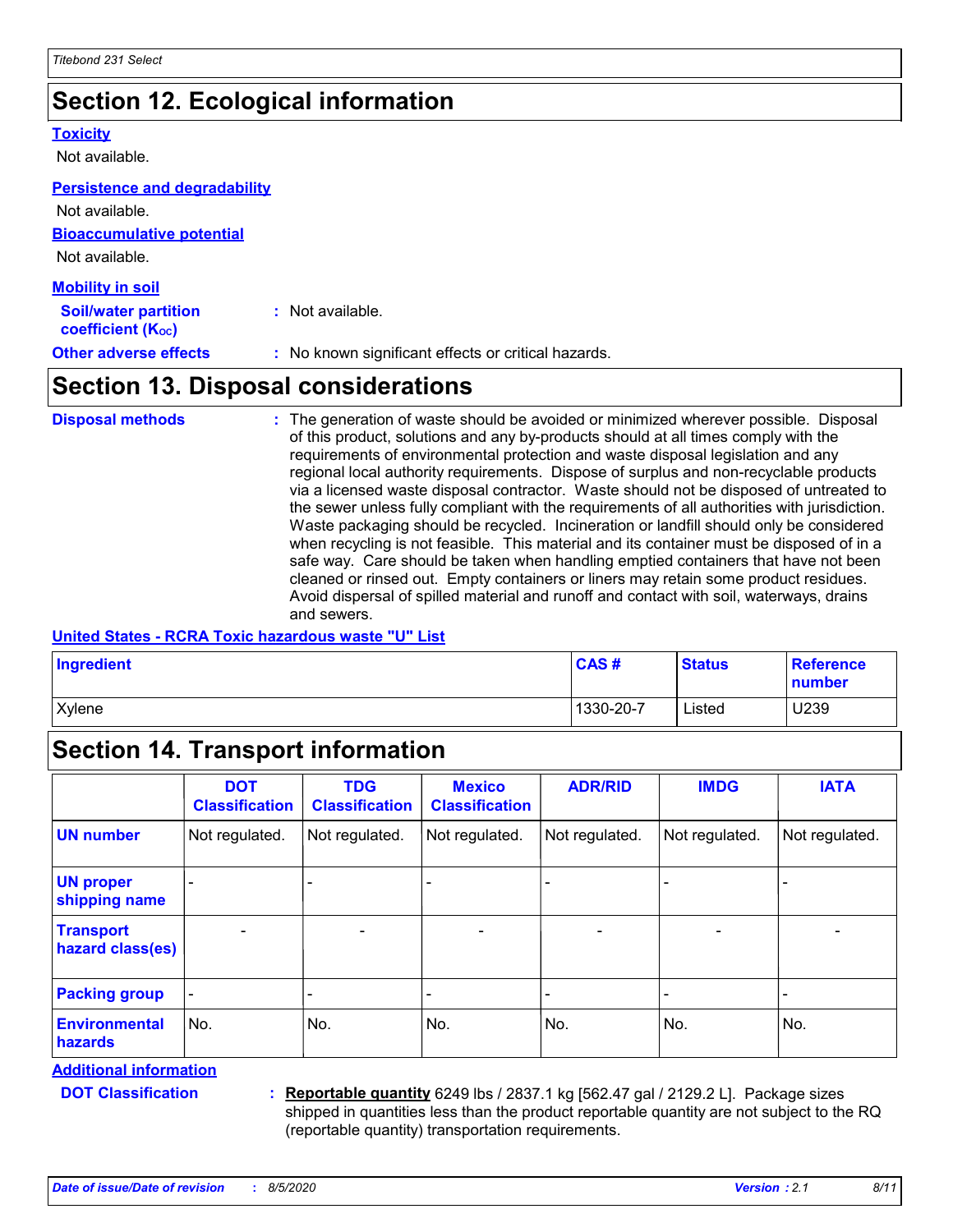## Section 12. Ecological information

**Toxicity**

Not available.

**Persistence and degradability**

Not available.

**Bioaccumulative potential**

Not available.

**Mobility in soil**

**Soil/water partition coefficient ($K_{OC}$)** : Not available.

**Other adverse effects** : No known significant effects or critical hazards.

## Section 13. Disposal considerations

**Disposal methods** : The generation of waste should be avoided or minimized wherever possible. Disposal of this product, solutions and any by-products should at all times comply with the requirements of environmental protection and waste disposal legislation and any regional local authority requirements. Dispose of surplus and non-recyclable products via a licensed waste disposal contractor. Waste should not be disposed of untreated to the sewer unless fully compliant with the requirements of all authorities with jurisdiction. Waste packaging should be recycled. Incineration or landfill should only be considered when recycling is not feasible. This material and its container must be disposed of in a safe way. Care should be taken when handling emptied containers that have not been cleaned or rinsed out. Empty containers or liners may retain some product residues. Avoid dispersal of spilled material and runoff and contact with soil, waterways, drains and sewers.

**United States - RCRA Toxic hazardous waste "U" List**

| Ingredient | CAS # | Status | Reference number |
|---|---|---|---|
| Xylene | 1330-20-7 | Listed | U239 |

## Section 14. Transport information

| | DOT Classification | TDG Classification | Mexico Classification | ADR/RID | IMDG | IATA |
|---|---|---|---|---|---|---|
| **UN number** | Not regulated. | Not regulated. | Not regulated. | Not regulated. | Not regulated. | Not regulated. |
| **UN proper shipping name** | - | - | - | - | - | - |
| **Transport hazard class(es)** | - | - | - | - | - | - |
| **Packing group** | - | - | - | - | - | - |
| **Environmental hazards** | No. | No. | No. | No. | No. | No. |

**Additional information**

**DOT Classification** : **Reportable quantity** 6249 lbs / 2837.1 kg [562.47 gal / 2129.2 L]. Package sizes shipped in quantities less than the product reportable quantity are not subject to the RQ (reportable quantity) transportation requirements.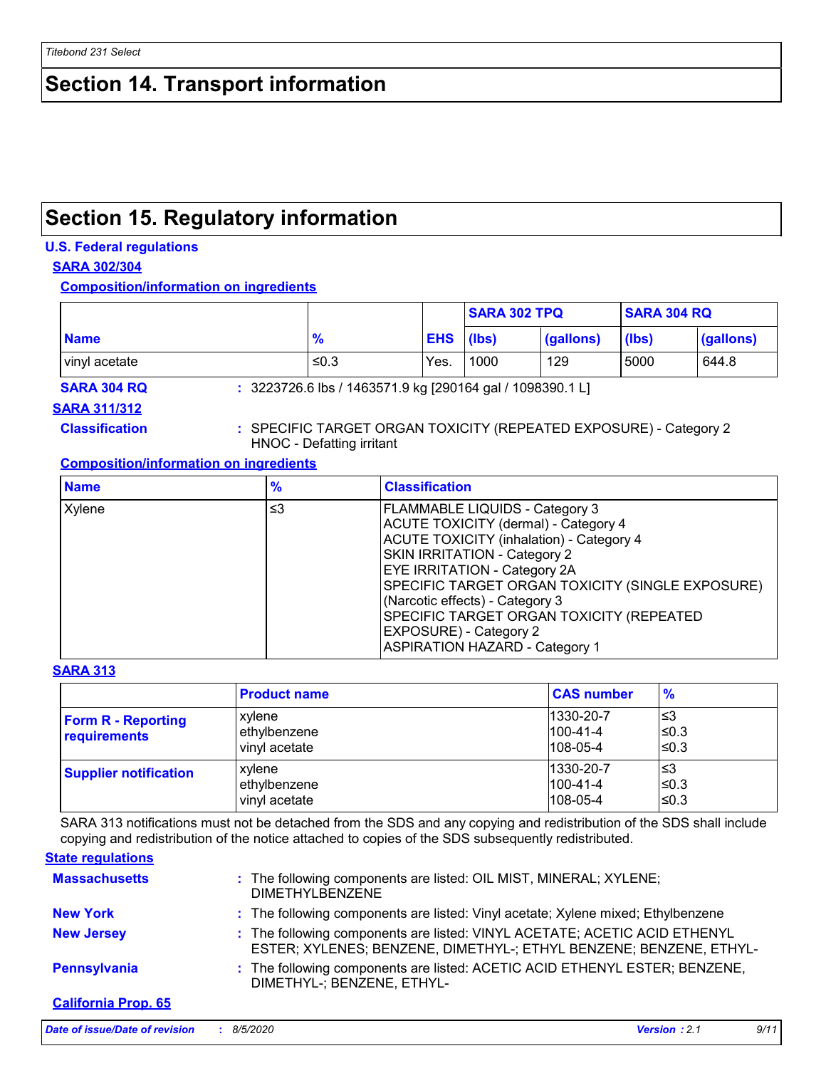# Section 14. Transport information

# Section 15. Regulatory information

### U.S. Federal regulations

#### SARA 302/304

##### Composition/information on ingredients

| | | | SARA 302 TPQ | | SARA 304 RQ | |
|---|---|---|---|---|---|---|
| **Name** | **%** | **EHS** | **(lbs)** | **(gallons)** | **(lbs)** | **(gallons)** |
| vinyl acetate | ≤0.3 | Yes. | 1000 | 129 | 5000 | 644.8 |

**SARA 304 RQ** : 3223726.6 lbs / 1463571.9 kg [290164 gal / 1098390.1 L]

#### SARA 311/312

**Classification** : SPECIFIC TARGET ORGAN TOXICITY (REPEATED EXPOSURE) - Category 2
HNOC - Defatting irritant

##### Composition/information on ingredients

| Name | % | Classification |
|---|---|---|
| Xylene | ≤3 | FLAMMABLE LIQUIDS - Category 3<br>ACUTE TOXICITY (dermal) - Category 4<br>ACUTE TOXICITY (inhalation) - Category 4<br>SKIN IRRITATION - Category 2<br>EYE IRRITATION - Category 2A<br>SPECIFIC TARGET ORGAN TOXICITY (SINGLE EXPOSURE) (Narcotic effects) - Category 3<br>SPECIFIC TARGET ORGAN TOXICITY (REPEATED EXPOSURE) - Category 2<br>ASPIRATION HAZARD - Category 1 |

#### SARA 313

| | Product name | CAS number | % |
|---|---|---|---|
| **Form R - Reporting requirements** | xylene<br>ethylbenzene<br>vinyl acetate | 1330-20-7<br>100-41-4<br>108-05-4 | ≤3<br>≤0.3<br>≤0.3 |
| **Supplier notification** | xylene<br>ethylbenzene<br>vinyl acetate | 1330-20-7<br>100-41-4<br>108-05-4 | ≤3<br>≤0.3<br>≤0.3 |

SARA 313 notifications must not be detached from the SDS and any copying and redistribution of the SDS shall include copying and redistribution of the notice attached to copies of the SDS subsequently redistributed.

### State regulations

**Massachusetts** : The following components are listed: OIL MIST, MINERAL; XYLENE; DIMETHYLBENZENE

**New York** : The following components are listed: Vinyl acetate; Xylene mixed; Ethylbenzene

**New Jersey** : The following components are listed: VINYL ACETATE; ACETIC ACID ETHENYL ESTER; XYLENES; BENZENE, DIMETHYL-; ETHYL BENZENE; BENZENE, ETHYL-

**Pennsylvania** : The following components are listed: ACETIC ACID ETHENYL ESTER; BENZENE, DIMETHYL-; BENZENE, ETHYL-

#### California Prop. 65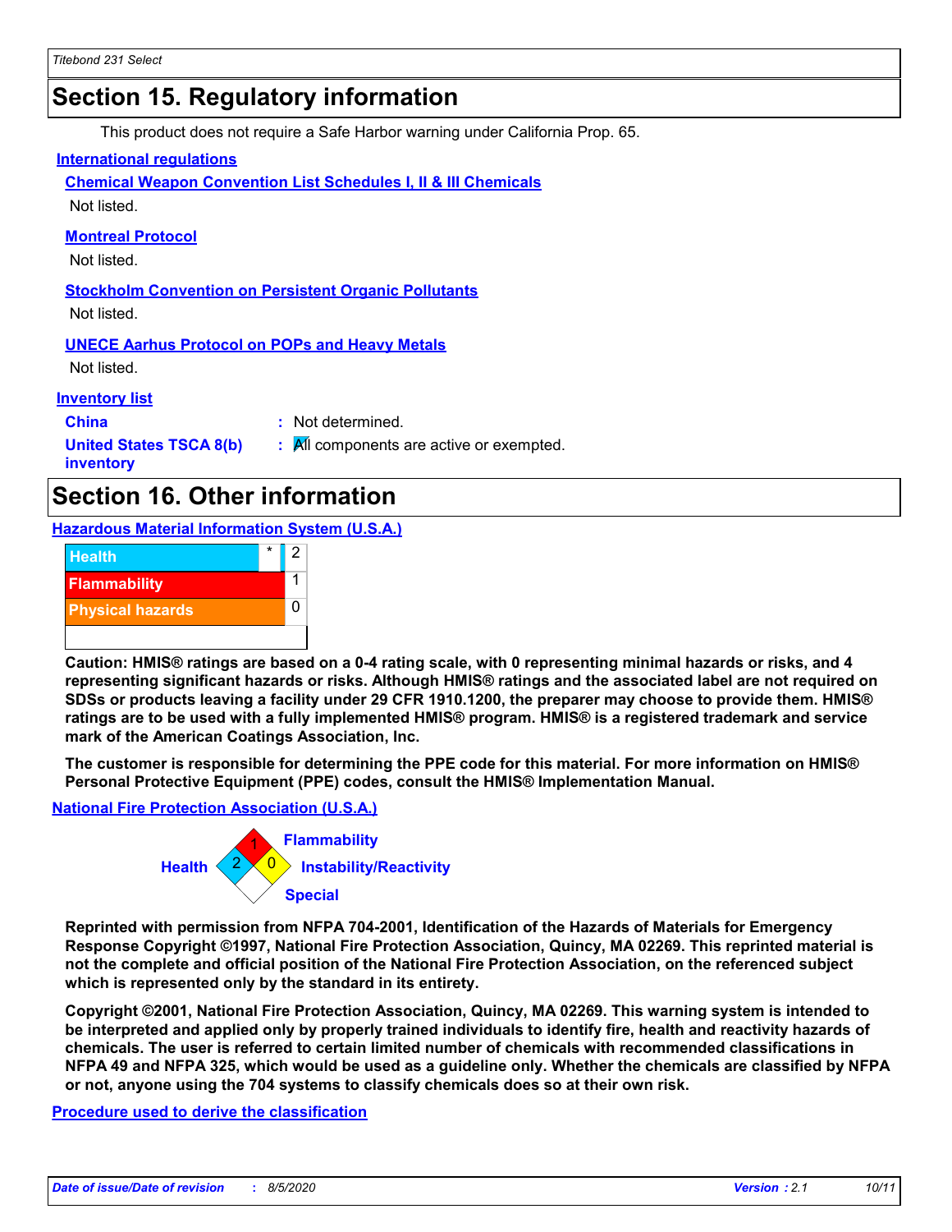## Section 15. Regulatory information

This product does not require a Safe Harbor warning under California Prop. 65.

### International regulations

**Chemical Weapon Convention List Schedules I, II & III Chemicals**

Not listed.

**Montreal Protocol**

Not listed.

**Stockholm Convention on Persistent Organic Pollutants**

Not listed.

**UNECE Aarhus Protocol on POPs and Heavy Metals**

Not listed.

### Inventory list

| | | |
|---|---|---|
| **China** | : | Not determined. |
| **United States TSCA 8(b) inventory** | : | All components are active or exempted. |

## Section 16. Other information

### Hazardous Material Information System (U.S.A.)

| | | |
|---|---|---|
| Health | * | 2 |
| Flammability | | 1 |
| Physical hazards | | 0 |

**Caution: HMIS® ratings are based on a 0-4 rating scale, with 0 representing minimal hazards or risks, and 4 representing significant hazards or risks. Although HMIS® ratings and the associated label are not required on SDSs or products leaving a facility under 29 CFR 1910.1200, the preparer may choose to provide them. HMIS® ratings are to be used with a fully implemented HMIS® program. HMIS® is a registered trademark and service mark of the American Coatings Association, Inc.**

**The customer is responsible for determining the PPE code for this material. For more information on HMIS® Personal Protective Equipment (PPE) codes, consult the HMIS® Implementation Manual.**

### National Fire Protection Association (U.S.A.)

| Category | Rating |
|---|---|
| Flammability | 1 |
| Health | 2 |
| Instability/Reactivity | 0 |
| Special | |

**Reprinted with permission from NFPA 704-2001, Identification of the Hazards of Materials for Emergency Response Copyright ©1997, National Fire Protection Association, Quincy, MA 02269. This reprinted material is not the complete and official position of the National Fire Protection Association, on the referenced subject which is represented only by the standard in its entirety.**

**Copyright ©2001, National Fire Protection Association, Quincy, MA 02269. This warning system is intended to be interpreted and applied only by properly trained individuals to identify fire, health and reactivity hazards of chemicals. The user is referred to certain limited number of chemicals with recommended classifications in NFPA 49 and NFPA 325, which would be used as a guideline only. Whether the chemicals are classified by NFPA or not, anyone using the 704 systems to classify chemicals does so at their own risk.**

### Procedure used to derive the classification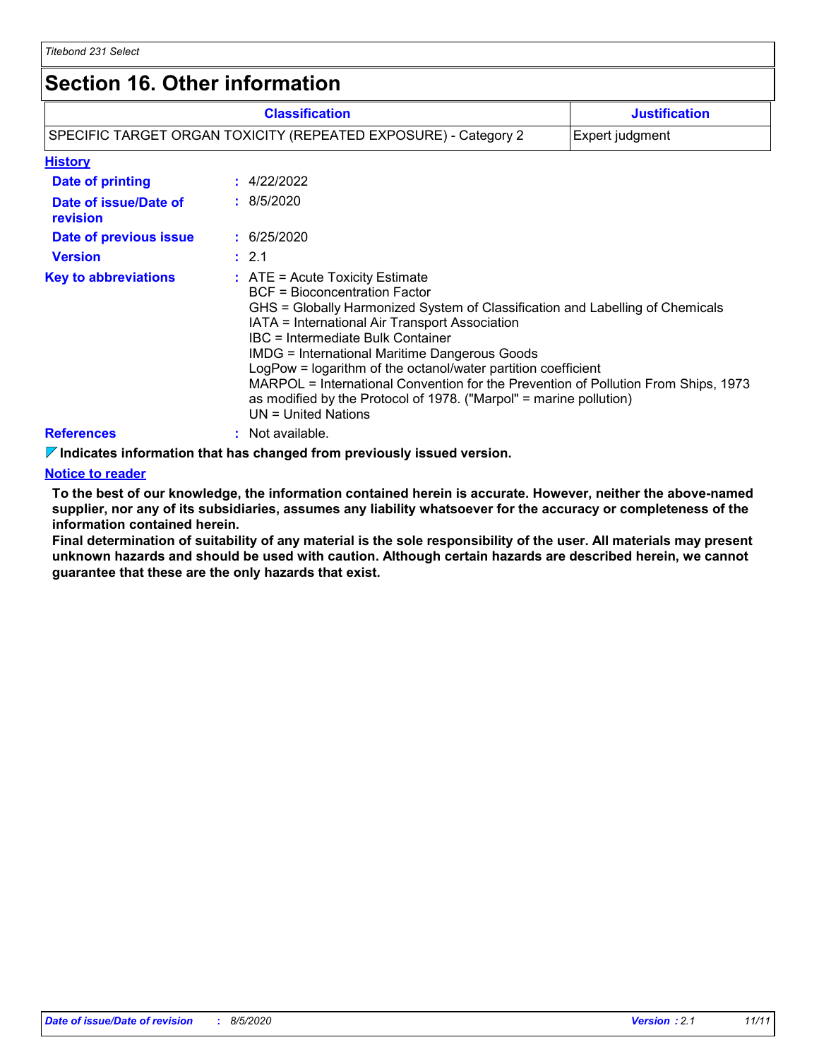# Section 16. Other information

| Classification | Justification |
| --- | --- |
| SPECIFIC TARGET ORGAN TOXICITY (REPEATED EXPOSURE) - Category 2 | Expert judgment |

**History**

**Date of printing** : 4/22/2022

**Date of issue/Date of revision** : 8/5/2020

**Date of previous issue** : 6/25/2020

**Version** : 2.1

**Key to abbreviations** : ATE = Acute Toxicity Estimate
BCF = Bioconcentration Factor
GHS = Globally Harmonized System of Classification and Labelling of Chemicals
IATA = International Air Transport Association
IBC = Intermediate Bulk Container
IMDG = International Maritime Dangerous Goods
LogPow = logarithm of the octanol/water partition coefficient
MARPOL = International Convention for the Prevention of Pollution From Ships, 1973 as modified by the Protocol of 1978. ("Marpol" = marine pollution)
UN = United Nations

**References** : Not available.

**Indicates information that has changed from previously issued version.**

**Notice to reader**

**To the best of our knowledge, the information contained herein is accurate. However, neither the above-named supplier, nor any of its subsidiaries, assumes any liability whatsoever for the accuracy or completeness of the information contained herein.**

**Final determination of suitability of any material is the sole responsibility of the user. All materials may present unknown hazards and should be used with caution. Although certain hazards are described herein, we cannot guarantee that these are the only hazards that exist.**